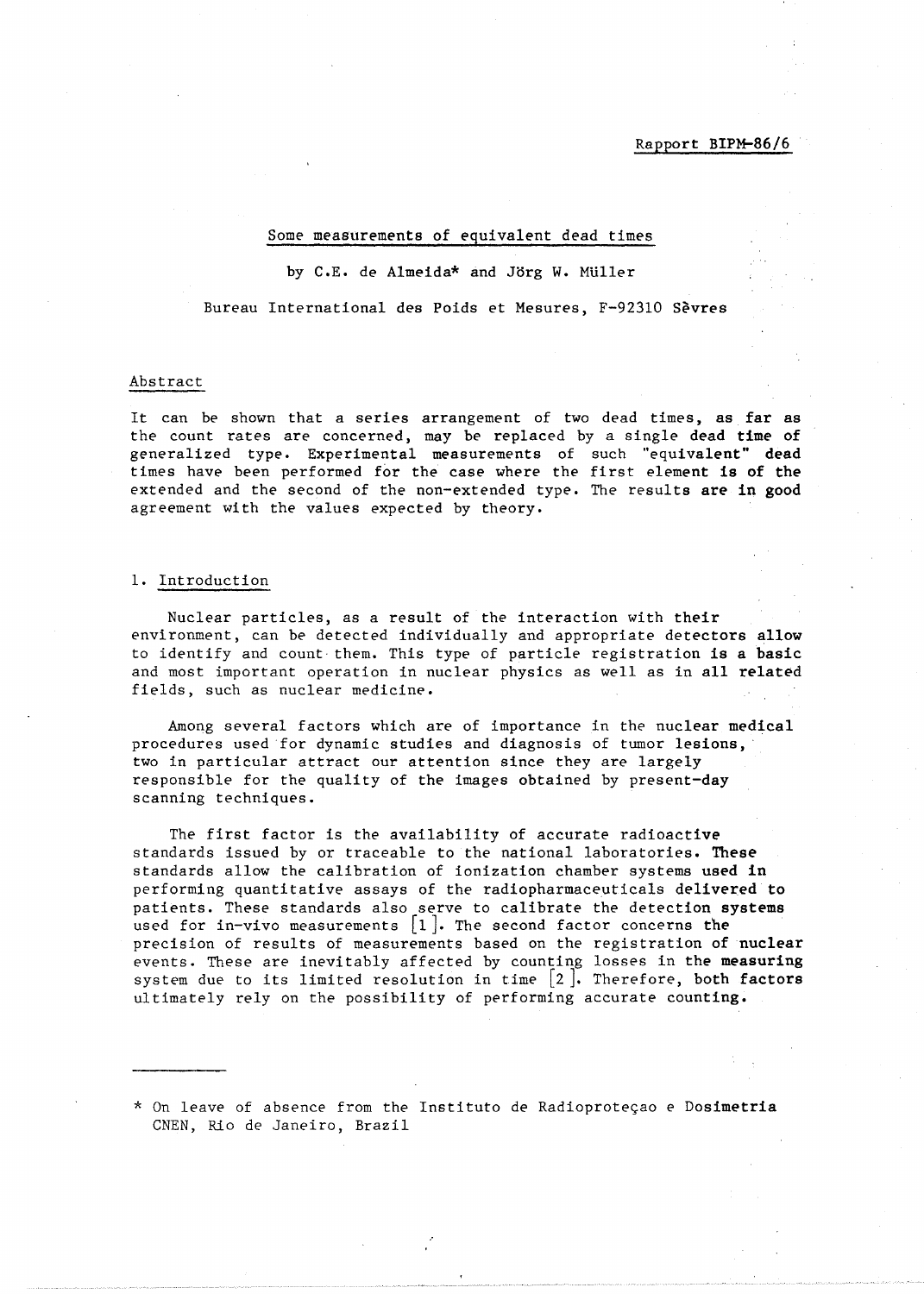Rapport BIPM-86/6

# Some measurements of equivalent dead times

by C.E. de Almeida* and Jörg W. Müller

Bureau International des Poids et Mesures, F-92310 Sèvres

## Abstract

It can be shown that a series arrangement of two dead times, as far as the count rates are concerned, may be replaced by a single dead time of generalized type. Experimental measurements of such "equivalent" dead times have been performed for the case where the first element is of the extended and the second of the non-extended type. The results are in good agreement with the values expected by theory.

## 1. Introduction

Nuclear particles, as a result of the interaction with their environment, can be detected individually and appropriate detectors allow to identify and count them. This type of particle registration is a basic and most important operation in nuclear physics as well as in all related fields, such as nuclear medicine.

Among several factors which are of importance in the nuclear medical procedures used for dynamic studies and diagnosis of tumor lesions, two in particular attract our attention since they are largely responsible for the quality of the images obtained by present-day scanning techniques.

The first factor is the availability of accurate radioactive standards issued by or traceable to the national laboratories. These standards allow the calibration of ionization chamber systems used in performing quantitative assays of the radiopharmaceuticals delivered to patients. These standards also serve to calibrate the detection systems used for in-vivo measurements [1]. The second factor concerns the precision of results of measurements based on the registration of nuclear events. These are inevitably affected by counting losses in the measuring system due to its limited resolution in time [2]. Therefore, both factors ultimately rely on the possibility of performing accurate counting.

---

* On leave of absence from the Instituto de Radioproteçao e Dosimetria CNEN, Rio de Janeiro, Brazil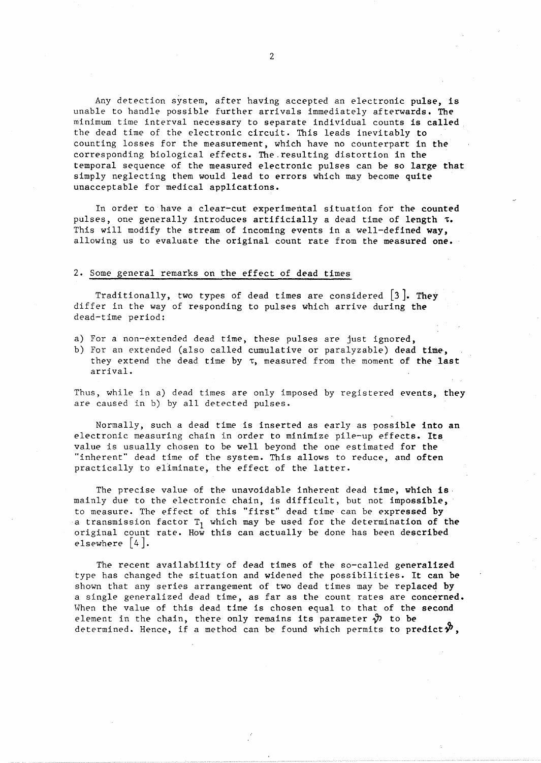Any detection system, after having accepted an electronic pulse, is unable to handle possible further arrivals immediately afterwards. The minimum time interval necessary to separate individual counts is called the dead time of the electronic circuit. This leads inevitably to counting losses for the measurement, which have no counterpart in the corresponding biological effects. The resulting distortion in the temporal sequence of the measured electronic pulses can be so large that simply neglecting them would lead to errors which may become quite unacceptable for medical applications.

In order to have a clear-cut experimental situation for the counted pulses, one generally introduces artificially a dead time of length $\tau$. This will modify the stream of incoming events in a well-defined way, allowing us to evaluate the original count rate from the measured one.

## 2. Some general remarks on the effect of dead times

Traditionally, two types of dead times are considered [3]. They differ in the way of responding to pulses which arrive during the dead-time period:

a) For a non-extended dead time, these pulses are just ignored,
b) For an extended (also called cumulative or paralyzable) dead time, they extend the dead time by $\tau$, measured from the moment of the last arrival.

Thus, while in a) dead times are only imposed by registered events, they are caused in b) by all detected pulses.

Normally, such a dead time is inserted as early as possible into an electronic measuring chain in order to minimize pile-up effects. Its value is usually chosen to be well beyond the one estimated for the "inherent" dead time of the system. This allows to reduce, and often practically to eliminate, the effect of the latter.

The precise value of the unavoidable inherent dead time, which is mainly due to the electronic chain, is difficult, but not impossible, to measure. The effect of this "first" dead time can be expressed by a transmission factor $T_1$ which may be used for the determination of the original count rate. How this can actually be done has been described elsewhere [4].

The recent availability of dead times of the so-called generalized type has changed the situation and widened the possibilities. It can be shown that any series arrangement of two dead times may be replaced by a single generalized dead time, as far as the count rates are concerned. When the value of this dead time is chosen equal to that of the second element in the chain, there only remains its parameter $\vartheta$ to be determined. Hence, if a method can be found which permits to predict $\vartheta$,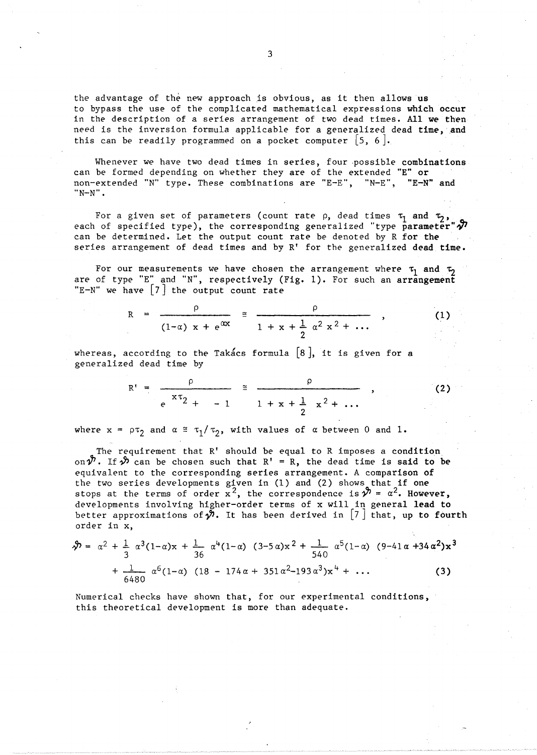the advantage of the new approach is obvious, as it then allows us to bypass the use of the complicated mathematical expressions which occur in the description of a series arrangement of two dead times. All we then need is the inversion formula applicable for a generalized dead time, and this can be readily programmed on a pocket computer [5, 6].

Whenever we have two dead times in series, four possible combinations can be formed depending on whether they are of the extended "E" or non-extended "N" type. These combinations are "E-E", "N-E", "E-N" and "N-N".

For a given set of parameters (count rate $\rho$, dead times $\tau_1$ and $\tau_2$, each of specified type), the corresponding generalized "type parameter" $\vartheta$ can be determined. Let the output count rate be denoted by R for the series arrangement of dead times and by R' for the generalized dead time.

For our measurements we have chosen the arrangement where $\tau_1$ and $\tau_2$ are of type "E" and "N", respectively (Fig. 1). For such an arrangement "E-N" we have [7] the output count rate

$$R = \frac{\rho}{(1-\alpha)\, x + e^{\alpha x}} \cong \frac{\rho}{1 + x + \frac{1}{2}\, \alpha^2 x^2 + \ldots} \,, \tag{1}$$

whereas, according to the Takács formula [8], it is given for a generalized dead time by

$$R' = \frac{\rho}{e^{x\tau_2} + \quad - 1} \cong \frac{\rho}{1 + x + \frac{1}{2}\, x^2 + \ldots} \,, \tag{2}$$

where $x = \rho\tau_2$ and $\alpha \cong \tau_1/\tau_2$, with values of $\alpha$ between 0 and 1.

The requirement that R' should be equal to R imposes a condition on $\vartheta$. If $\vartheta$ can be chosen such that R' = R, the dead time is said to be equivalent to the corresponding series arrangement. A comparison of the two series developments given in (1) and (2) shows that if one stops at the terms of order $x^2$, the correspondence is $\vartheta = \alpha^2$. However, developments involving higher-order terms of x will in general lead to better approximations of $\vartheta$. It has been derived in [7] that, up to fourth order in x,

$$\vartheta = \alpha^2 + \frac{1}{3}\, \alpha^3 (1-\alpha) x + \frac{1}{36}\, \alpha^4 (1-\alpha)\, (3-5\alpha) x^2 + \frac{1}{540}\, \alpha^5 (1-\alpha)\, (9-41\alpha + 34\alpha^2) x^3$$
$$+ \frac{1}{6480}\, \alpha^6 (1-\alpha)\, (18 - 174\alpha + 351\alpha^2 - 193\alpha^3) x^4 + \ldots \tag{3}$$

Numerical checks have shown that, for our experimental conditions, this theoretical development is more than adequate.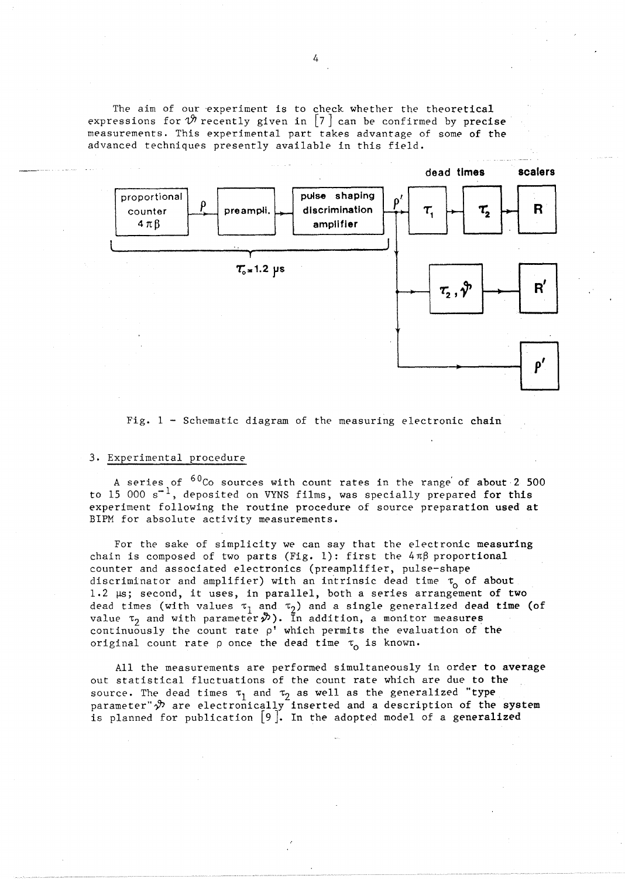The aim of our experiment is to check whether the theoretical expressions for $\vartheta$ recently given in [7] can be confirmed by precise measurements. This experimental part takes advantage of some of the advanced techniques presently available in this field.

proportional counter $4\pi\beta$

$\rho$

preampl.

pulse shaping discrimination amplifier

$\rho'$

$\tau_o = 1.2\ \mu s$

dead times

scalers

$\tau_1$

$\tau_2$

R

$\tau_2, \vartheta$

R'

$\rho'$

Fig. 1 - Schematic diagram of the measuring electronic chain

## 3. Experimental procedure

A series of $^{60}Co$ sources with count rates in the range of about 2 500 to 15 000 $s^{-1}$, deposited on VYNS films, was specially prepared for this experiment following the routine procedure of source preparation used at BIPM for absolute activity measurements.

For the sake of simplicity we can say that the electronic measuring chain is composed of two parts (Fig. 1): first the $4\pi\beta$ proportional counter and associated electronics (preamplifier, pulse-shape discriminator and amplifier) with an intrinsic dead time $\tau_o$ of about 1.2 µs; second, it uses, in parallel, both a series arrangement of two dead times (with values $\tau_1$ and $\tau_2$) and a single generalized dead time (of value $\tau_2$ and with parameter $\vartheta$). In addition, a monitor measures continuously the count rate $\rho'$ which permits the evaluation of the original count rate $\rho$ once the dead time $\tau_o$ is known.

All the measurements are performed simultaneously in order to average out statistical fluctuations of the count rate which are due to the source. The dead times $\tau_1$ and $\tau_2$ as well as the generalized "type parameter" $\vartheta$ are electronically inserted and a description of the system is planned for publication [9]. In the adopted model of a generalized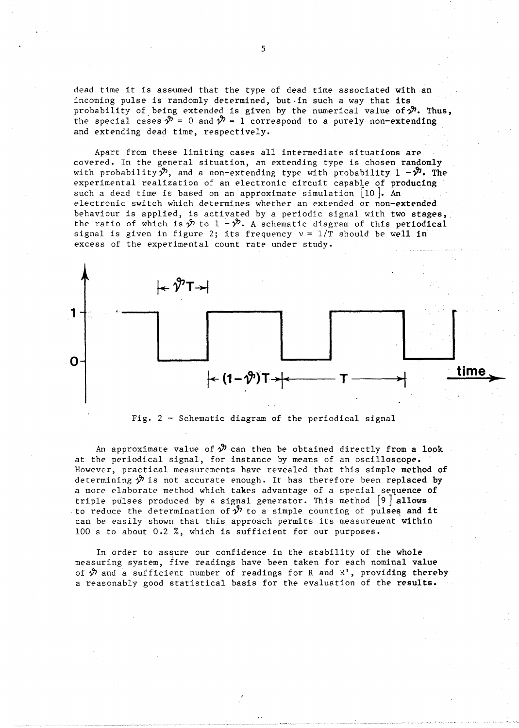dead time it is assumed that the type of dead time associated with an incoming pulse is randomly determined, but in such a way that its probability of being extended is given by the numerical value of $\vartheta$. Thus, the special cases $\vartheta = 0$ and $\vartheta = 1$ correspond to a purely non-extending and extending dead time, respectively.

Apart from these limiting cases all intermediate situations are covered. In the general situation, an extending type is chosen randomly with probability $\vartheta$, and a non-extending type with probability $1 - \vartheta$. The experimental realization of an electronic circuit capable of producing such a dead time is based on an approximate simulation [10]. An electronic switch which determines whether an extended or non-extended behaviour is applied, is activated by a periodic signal with two stages, the ratio of which is $\vartheta$ to $1 - \vartheta$. A schematic diagram of this periodical signal is given in figure 2; its frequency $\nu = 1/T$ should be well in excess of the experimental count rate under study.

$\vartheta T$

1

0

$(1-\vartheta)T$

T

time

Fig. 2 – Schematic diagram of the periodical signal

An approximate value of $\vartheta$ can then be obtained directly from a look at the periodical signal, for instance by means of an oscilloscope. However, practical measurements have revealed that this simple method of determining $\vartheta$ is not accurate enough. It has therefore been replaced by a more elaborate method which takes advantage of a special sequence of triple pulses produced by a signal generator. This method [9] allows to reduce the determination of $\vartheta$ to a simple counting of pulses and it can be easily shown that this approach permits its measurement within 100 s to about 0.2 %, which is sufficient for our purposes.

In order to assure our confidence in the stability of the whole measuring system, five readings have been taken for each nominal value of $\vartheta$ and a sufficient number of readings for R and R', providing thereby a reasonably good statistical basis for the evaluation of the results.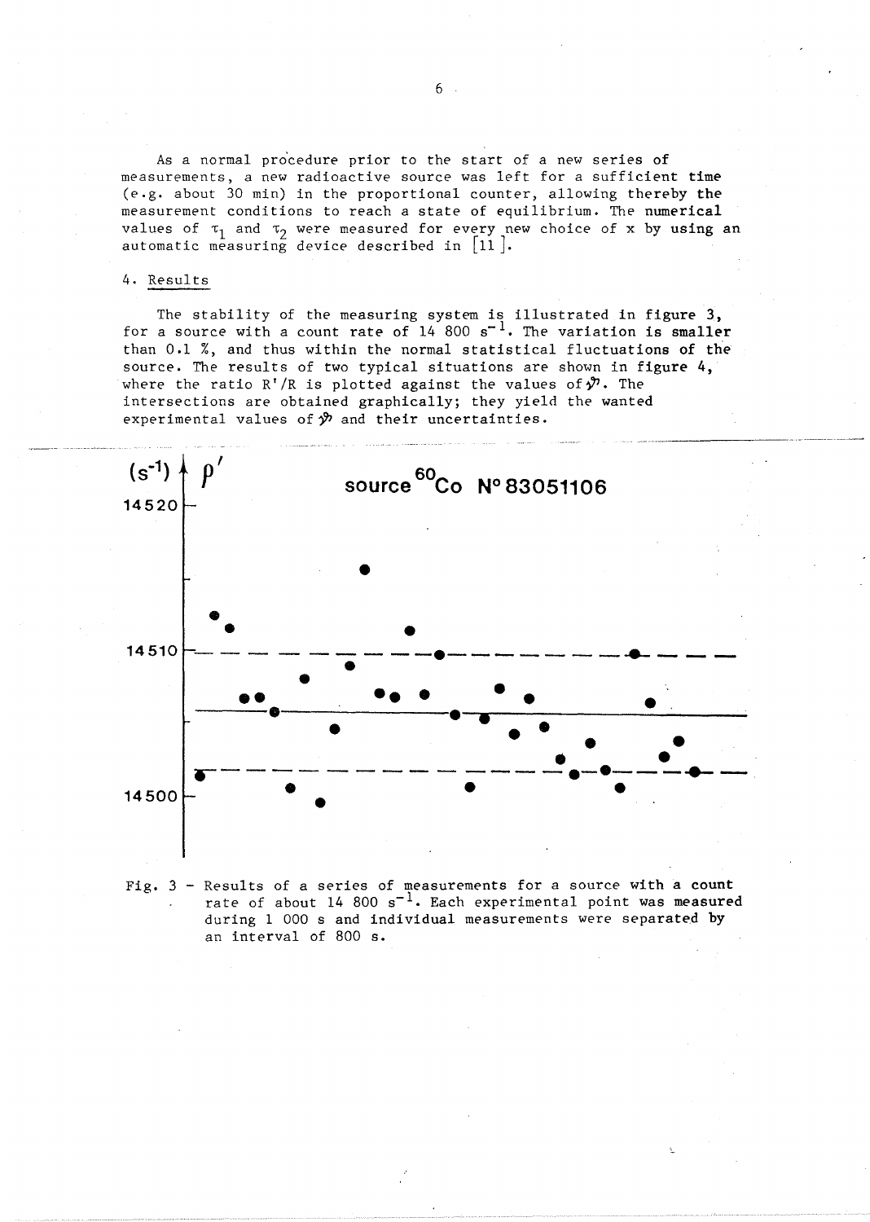As a normal procedure prior to the start of a new series of measurements, a new radioactive source was left for a sufficient time (e.g. about 30 min) in the proportional counter, allowing thereby the measurement conditions to reach a state of equilibrium. The numerical values of $\tau_1$ and $\tau_2$ were measured for every new choice of x by using an automatic measuring device described in [11].

## 4. Results

The stability of the measuring system is illustrated in figure 3, for a source with a count rate of 14 800 $s^{-1}$. The variation is smaller than 0.1 %, and thus within the normal statistical fluctuations of the source. The results of two typical situations are shown in figure 4, where the ratio R'/R is plotted against the values of $\vartheta$. The intersections are obtained graphically; they yield the wanted experimental values of $\vartheta$ and their uncertainties.

$(s^{-1})$ $\rho'$

source $^{60}$Co N° 83051106

14520

14510

14500

Fig. 3 - Results of a series of measurements for a source with a count rate of about 14 800 $s^{-1}$. Each experimental point was measured during 1 000 s and individual measurements were separated by an interval of 800 s.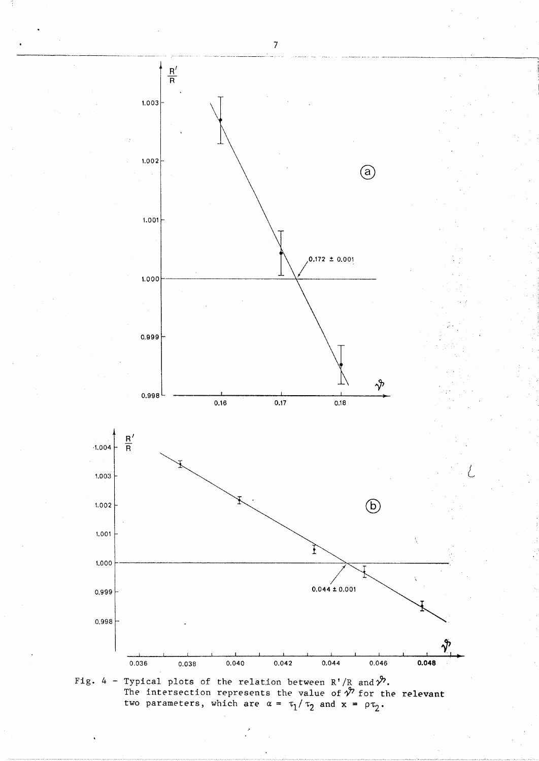$\frac{R'}{R}$

1.003

1.002

1.001

1.000

0.999

0.998

0.16

0.17

0.18

$\vartheta$

0.172 ± 0.001

(a)

$\frac{R'}{R}$

1.004

1.003

1.002

1.001

1.000

0.999

0.998

0.036

0.038

0.040

0.042

0.044

0.046

0.048

$\vartheta$

0.044 ± 0.001

(b)

Fig. 4 - Typical plots of the relation between R'/R and $\vartheta$. The intersection represents the value of $\vartheta$ for the relevant two parameters, which are $\alpha = \tau_1/\tau_2$ and $x = \rho\tau_2$.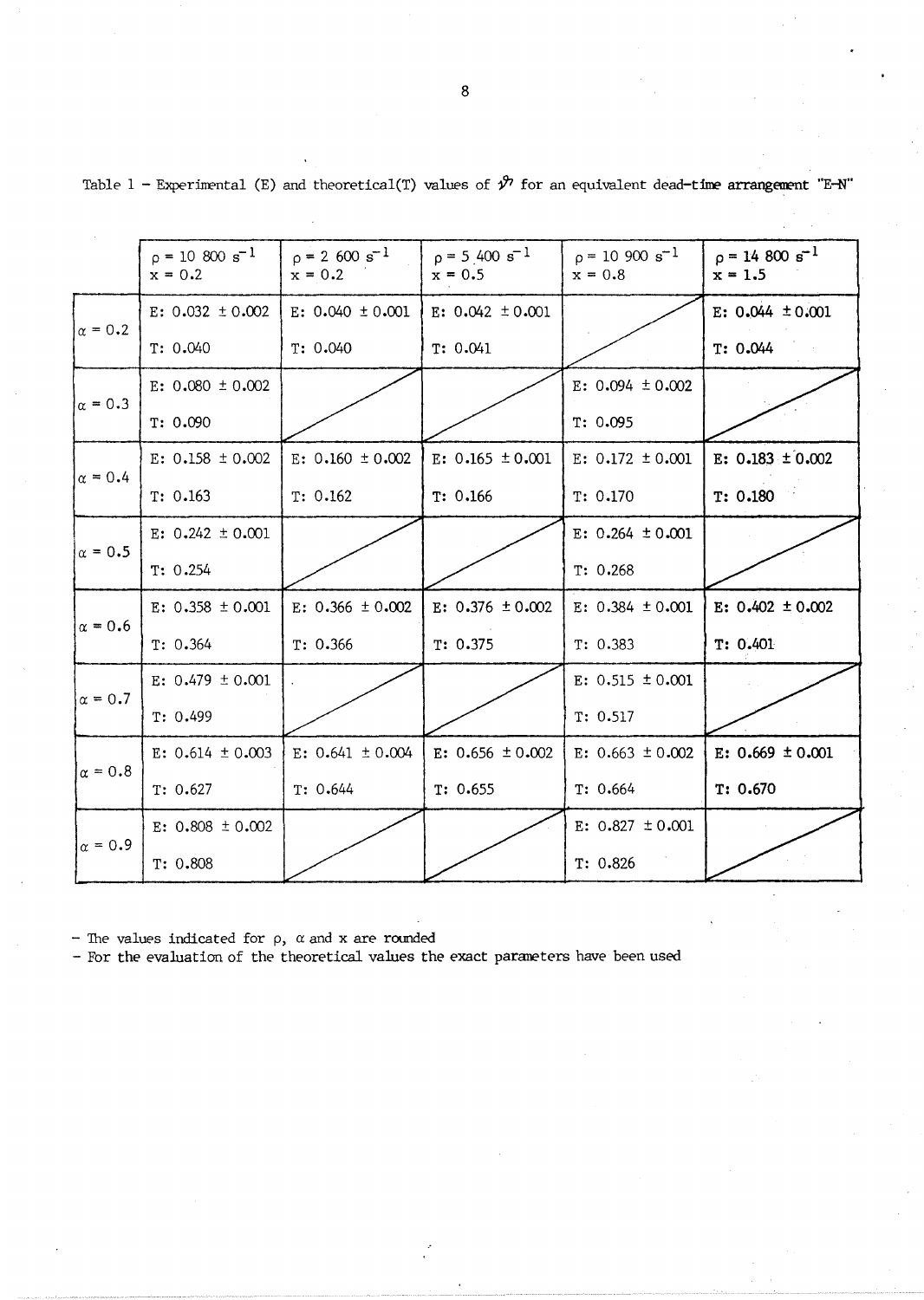Table 1 – Experimental (E) and theoretical(T) values of $\vartheta$ for an equivalent dead-time arrangement "E-N"

| | $\rho = 10\ 800\ s^{-1}$ $x = 0.2$ | $\rho = 2\ 600\ s^{-1}$ $x = 0.2$ | $\rho = 5\ 400\ s^{-1}$ $x = 0.5$ | $\rho = 10\ 900\ s^{-1}$ $x = 0.8$ | $\rho = 14\ 800\ s^{-1}$ $x = 1.5$ |
|---|---|---|---|---|---|
| $\alpha = 0.2$ | E: 0.032 ± 0.002<br>T: 0.040 | E: 0.040 ± 0.001<br>T: 0.040 | E: 0.042 ± 0.001<br>T: 0.041 | | E: 0.044 ± 0.001<br>T: 0.044 |
| $\alpha = 0.3$ | E: 0.080 ± 0.002<br>T: 0.090 | | | E: 0.094 ± 0.002<br>T: 0.095 | |
| $\alpha = 0.4$ | E: 0.158 ± 0.002<br>T: 0.163 | E: 0.160 ± 0.002<br>T: 0.162 | E: 0.165 ± 0.001<br>T: 0.166 | E: 0.172 ± 0.001<br>T: 0.170 | E: 0.183 ± 0.002<br>T: 0.180 |
| $\alpha = 0.5$ | E: 0.242 ± 0.001<br>T: 0.254 | | | E: 0.264 ± 0.001<br>T: 0.268 | |
| $\alpha = 0.6$ | E: 0.358 ± 0.001<br>T: 0.364 | E: 0.366 ± 0.002<br>T: 0.366 | E: 0.376 ± 0.002<br>T: 0.375 | E: 0.384 ± 0.001<br>T: 0.383 | E: 0.402 ± 0.002<br>T: 0.401 |
| $\alpha = 0.7$ | E: 0.479 ± 0.001<br>T: 0.499 | | | E: 0.515 ± 0.001<br>T: 0.517 | |
| $\alpha = 0.8$ | E: 0.614 ± 0.003<br>T: 0.627 | E: 0.641 ± 0.004<br>T: 0.644 | E: 0.656 ± 0.002<br>T: 0.655 | E: 0.663 ± 0.002<br>T: 0.664 | E: 0.669 ± 0.001<br>T: 0.670 |
| $\alpha = 0.9$ | E: 0.808 ± 0.002<br>T: 0.808 | | | E: 0.827 ± 0.001<br>T: 0.826 | |

- The values indicated for $\rho$, $\alpha$ and x are rounded
- For the evaluation of the theoretical values the exact parameters have been used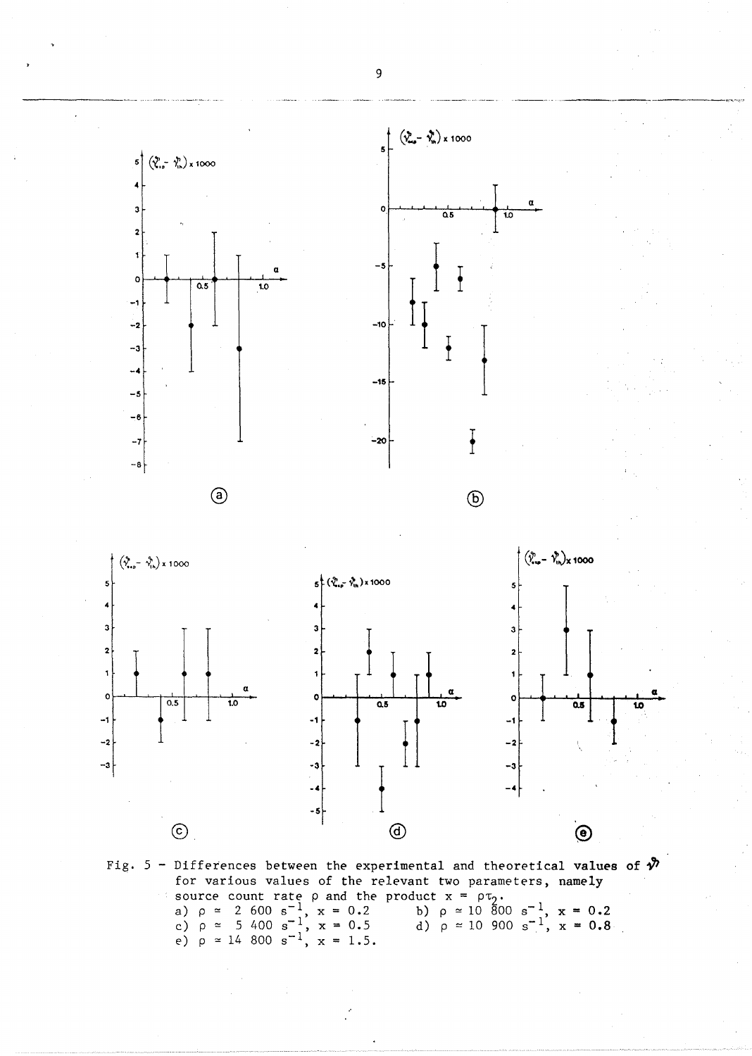$(\vartheta_{exp} - \vartheta_{th}) \times 1000$

α

0.5

1.0

(a)

$(\vartheta_{exp} - \vartheta_{th}) \times 1000$

α

0.5

1.0

(b)

$(\vartheta_{exp} - \vartheta_{th}) \times 1000$

α

0.5

1.0

(c)

$(\vartheta_{exp} - \vartheta_{th}) \times 1000$

α

0.5

1.0

(d)

$(\vartheta_{exp} - \vartheta_{th}) \times 1000$

α

0.5

1.0

(e)

Fig. 5 - Differences between the experimental and theoretical values of $\vartheta$ for various values of the relevant two parameters, namely source count rate $\rho$ and the product $x = \rho\tau_2$.
a) $\rho \simeq 2\ 600\ s^{-1}$, $x = 0.2$
b) $\rho \simeq 10\ 800\ s^{-1}$, $x = 0.2$
c) $\rho \simeq 5\ 400\ s^{-1}$, $x = 0.5$
d) $\rho \simeq 10\ 900\ s^{-1}$, $x = 0.8$
e) $\rho \simeq 14\ 800\ s^{-1}$, $x = 1.5$.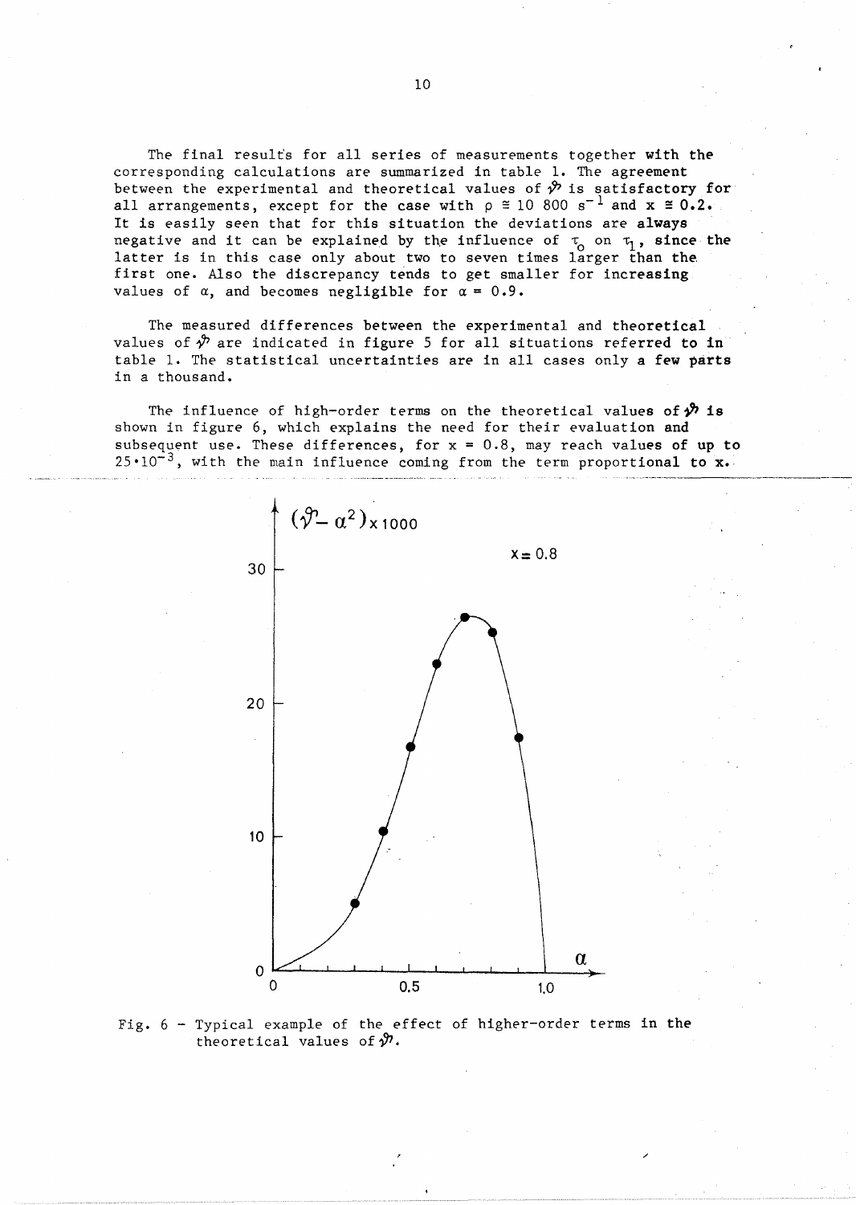The final results for all series of measurements together with the corresponding calculations are summarized in table 1. The agreement between the experimental and theoretical values of $\vartheta$ is satisfactory for all arrangements, except for the case with $\rho \cong 10\ 800\ s^{-1}$ and $x \cong 0.2$. It is easily seen that for this situation the deviations are always negative and it can be explained by the influence of $\tau_0$ on $\tau_1$, since the latter is in this case only about two to seven times larger than the first one. Also the discrepancy tends to get smaller for increasing values of $\alpha$, and becomes negligible for $\alpha = 0.9$.

The measured differences between the experimental and theoretical values of $\vartheta$ are indicated in figure 5 for all situations referred to in table 1. The statistical uncertainties are in all cases only a few parts in a thousand.

The influence of high-order terms on the theoretical values of $\vartheta$ is shown in figure 6, which explains the need for their evaluation and subsequent use. These differences, for $x = 0.8$, may reach values of up to $25 \cdot 10^{-3}$, with the main influence coming from the term proportional to $x$.

$(\vartheta - \alpha^2) \times 1000$

$x = 0.8$

30

20

10

0

0

0.5

1.0

$\alpha$

Fig. 6 – Typical example of the effect of higher-order terms in the theoretical values of $\vartheta$.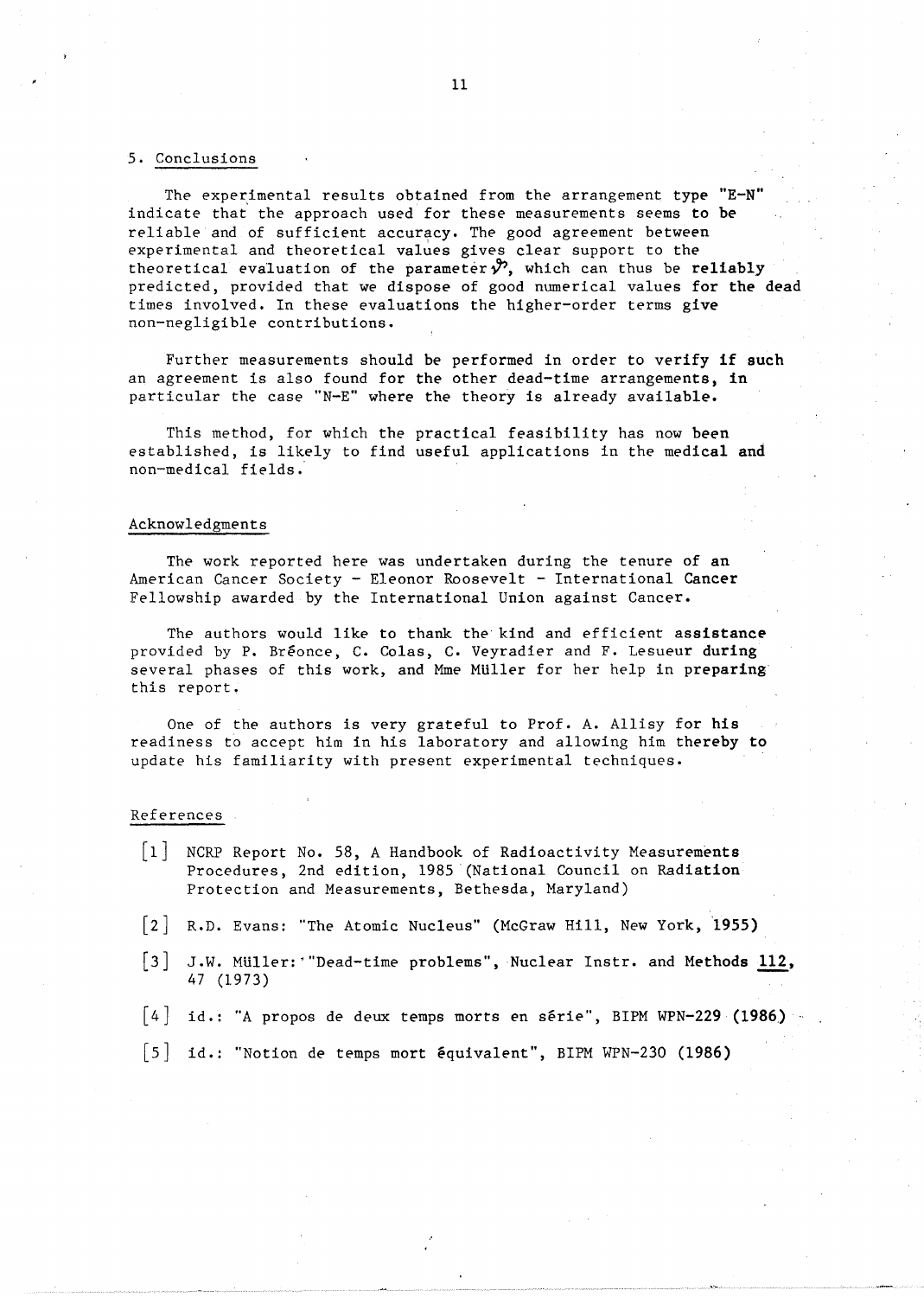## 5. Conclusions

The experimental results obtained from the arrangement type "E-N" indicate that the approach used for these measurements seems to be reliable and of sufficient accuracy. The good agreement between experimental and theoretical values gives clear support to the theoretical evaluation of the parameter $\vartheta$, which can thus be reliably predicted, provided that we dispose of good numerical values for the dead times involved. In these evaluations the higher-order terms give non-negligible contributions.

Further measurements should be performed in order to verify if such an agreement is also found for the other dead-time arrangements, in particular the case "N-E" where the theory is already available.

This method, for which the practical feasibility has now been established, is likely to find useful applications in the medical and non-medical fields.

## Acknowledgments

The work reported here was undertaken during the tenure of an American Cancer Society - Eleonor Roosevelt - International Cancer Fellowship awarded by the International Union against Cancer.

The authors would like to thank the kind and efficient assistance provided by P. Bréonce, C. Colas, C. Veyradier and F. Lesueur during several phases of this work, and Mme Müller for her help in preparing this report.

One of the authors is very grateful to Prof. A. Allisy for his readiness to accept him in his laboratory and allowing him thereby to update his familiarity with present experimental techniques.

## References

[1] NCRP Report No. 58, A Handbook of Radioactivity Measurements Procedures, 2nd edition, 1985 (National Council on Radiation Protection and Measurements, Bethesda, Maryland)

[2] R.D. Evans: "The Atomic Nucleus" (McGraw Hill, New York, 1955)

[3] J.W. Müller: "Dead-time problems", Nuclear Instr. and Methods **112**, 47 (1973)

[4] id.: "A propos de deux temps morts en série", BIPM WPN-229 (1986)

[5] id.: "Notion de temps mort équivalent", BIPM WPN-230 (1986)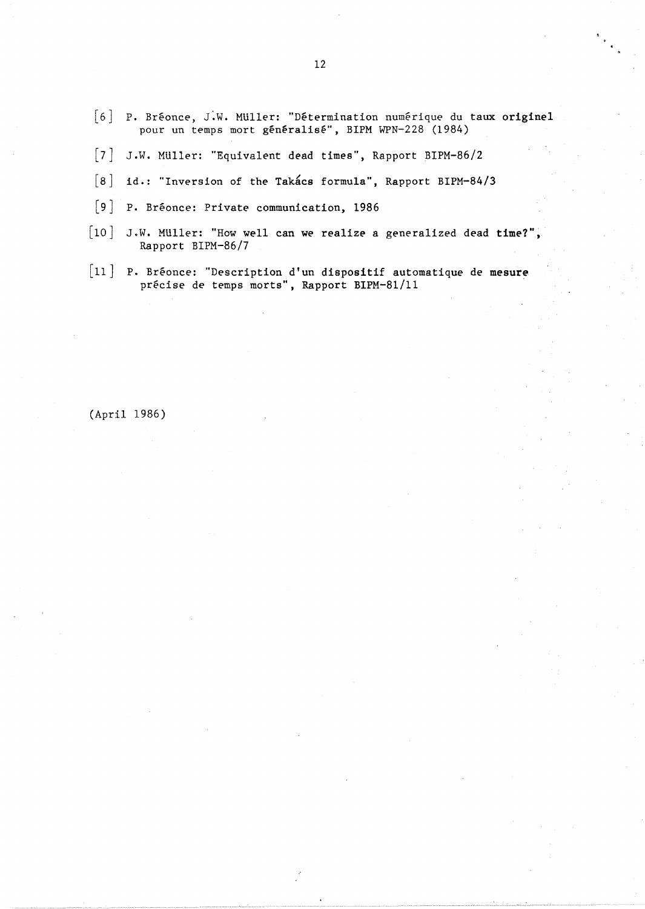[6] P. Bréonce, J.W. Müller: "Détermination numérique du taux originel pour un temps mort généralisé", BIPM WPN-228 (1984)

[7] J.W. Müller: "Equivalent dead times", Rapport BIPM-86/2

[8] id.: "Inversion of the Takács formula", Rapport BIPM-84/3

[9] P. Bréonce: Private communication, 1986

[10] J.W. Müller: "How well can we realize a generalized dead time?", Rapport BIPM-86/7

[11] P. Bréonce: "Description d'un dispositif automatique de mesure précise de temps morts", Rapport BIPM-81/11

(April 1986)